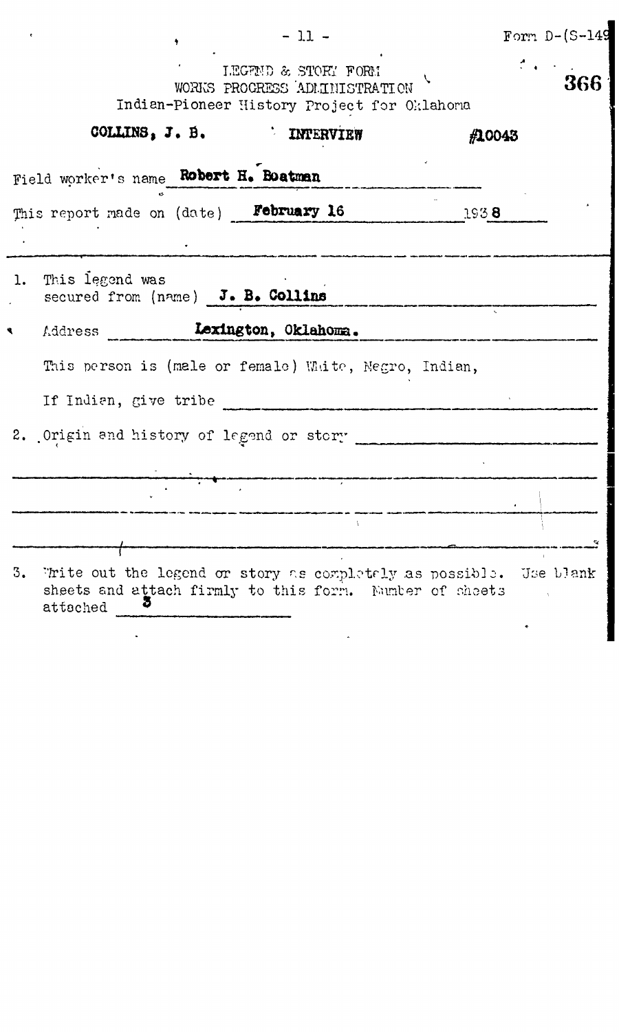Form D-(S-149)

366

LEGEND & STORY FORM
WORKS PROGRESS ADMINISTRATION
Indian-Pioneer History Project for Oklahoma

**COLLINS, J. B.** **INTERVIEW** **#10043**

Field worker's name **Robert H. Boatman**

This report made on (date) **February 16** 1938

1. This legend was secured from (name) **J. B. Collins**

   Address **Lexington, Oklahoma.**

   This person is (male or female) White, Negro, Indian,

   If Indian, give tribe

2. Origin and history of legend or story

3. Write out the legend or story as completely as possible. Use blank sheets and attach firmly to this form. Number of sheets attached **3**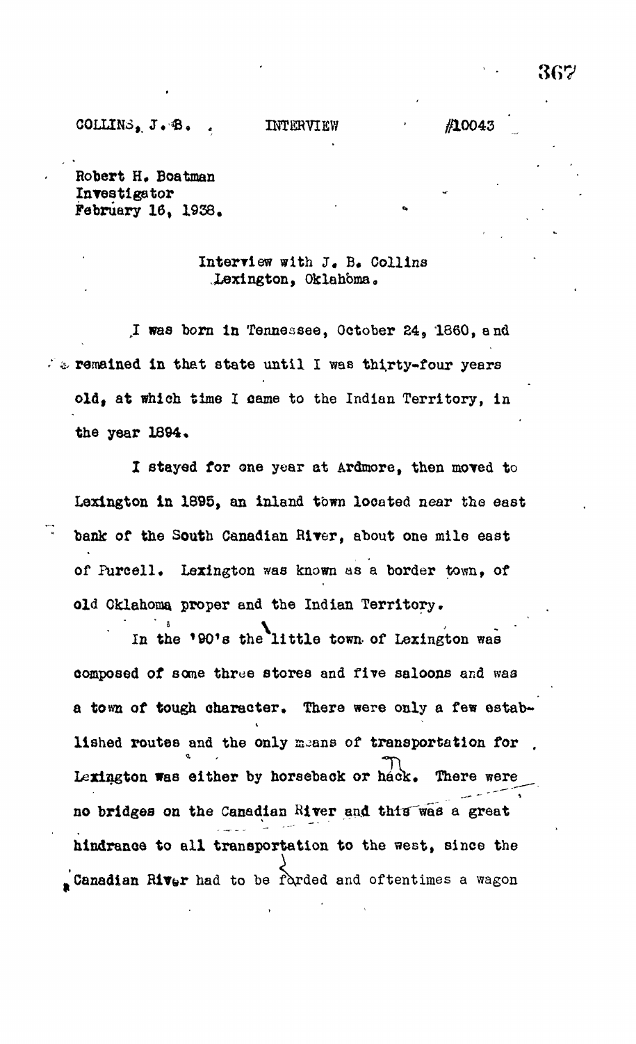COLLINS, J. B. INTERVIEW #10043

Robert H. Boatman
Investigator
February 16, 1938.

Interview with J. B. Collins
Lexington, Oklahoma.

I was born in Tennessee, October 24, 1860, and remained in that state until I was thirty-four years old, at which time I came to the Indian Territory, in the year 1894.

I stayed for one year at Ardmore, then moved to Lexington in 1895, an inland town located near the east bank of the South Canadian River, about one mile east of Purcell. Lexington was known as a border town, of old Oklahoma proper and the Indian Territory.

In the '90's the little town of Lexington was composed of some three stores and five saloons and was a town of tough character. There were only a few established routes and the only means of transportation for Lexington was either by horseback or hack. There were no bridges on the Canadian River and this was a great hindrance to all transportation to the west, since the Canadian River had to be forded and oftentimes a wagon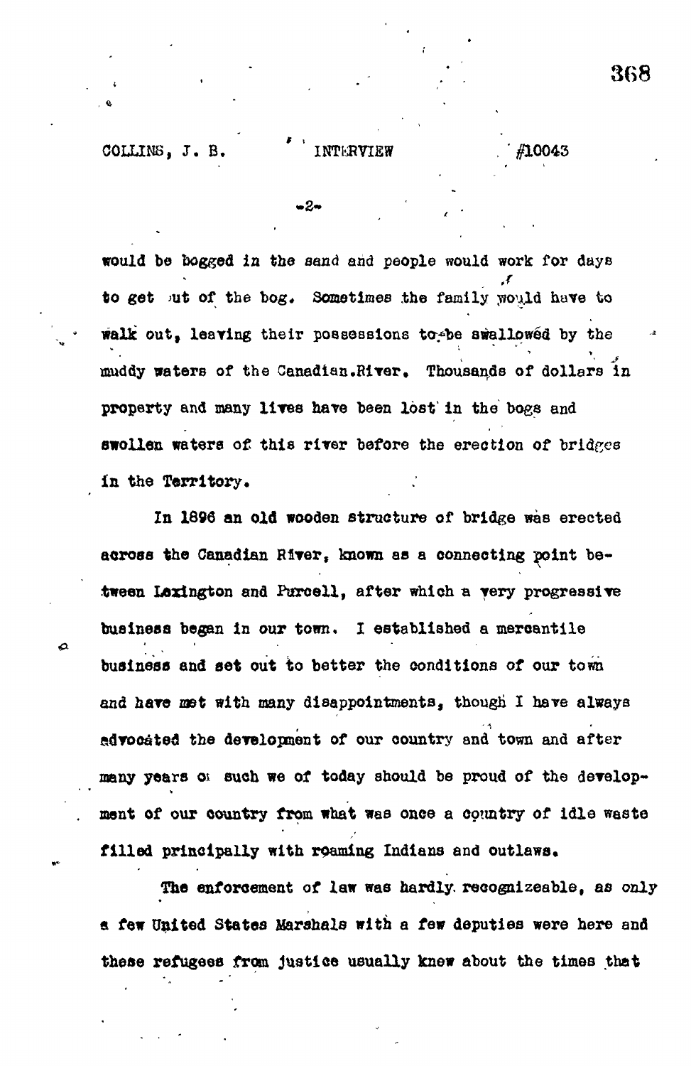would be bogged in the sand and people would work for days to get out of the bog. Sometimes the family would have to walk out, leaving their possessions to be swallowed by the muddy waters of the Canadian River. Thousands of dollars in property and many lives have been lost in the bogs and swollen waters of this river before the erection of bridges in the Territory.

In 1896 an old wooden structure of bridge was erected across the Canadian River, known as a connecting point between Lexington and Purcell, after which a very progressive business began in our town. I established a mercantile business and set out to better the conditions of our town and have met with many disappointments, though I have always advocated the development of our country and town and after many years of such we of today should be proud of the development of our country from what was once a country of idle waste filled principally with roaming Indians and outlaws.

The enforcement of law was hardly recognizeable, as only a few United States Marshals with a few deputies were here and these refugees from justice usually knew about the times that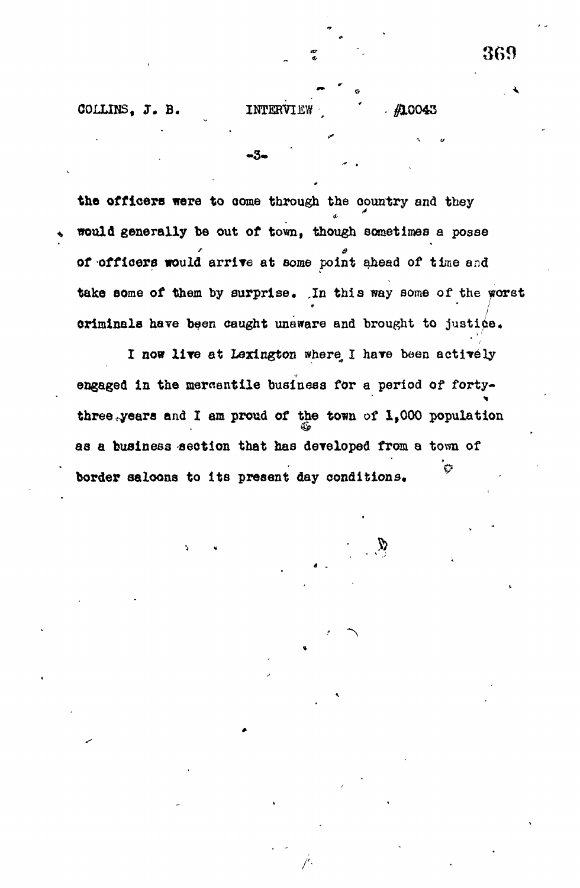the officers were to come through the country and they would generally be out of town, though sometimes a posse of officers would arrive at some point ahead of time and take some of them by surprise. In this way some of the worst criminals have been caught unaware and brought to justice.

I now live at Lexington where I have been actively engaged in the mercantile business for a period of forty-three years and I am proud of the town of 1,000 population as a business section that has developed from a town of border saloons to its present day conditions.